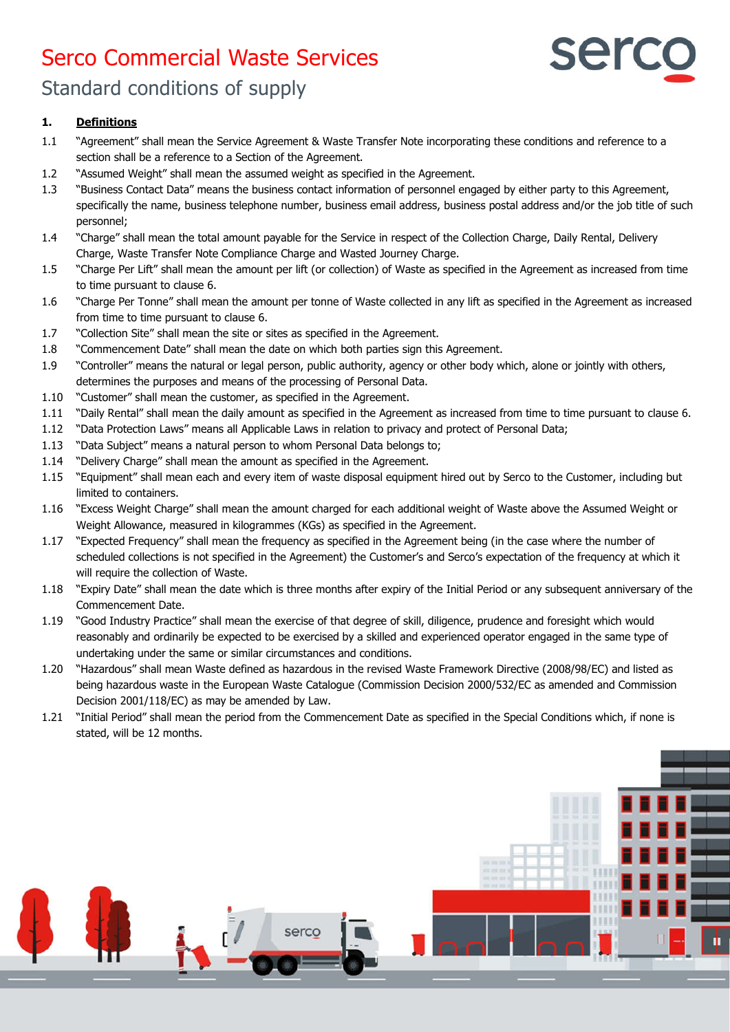# Serco Commercial Waste Services

## Standard conditions of supply

### 1. Definitions

1.1 "Agreement" shall mean the Service Agreement & Waste Transfer Note incorporating these conditions and reference to a section shall be a reference to a Section of the Agreement.

1.2 "Assumed Weight" shall mean the assumed weight as specified in the Agreement.

1.3 "Business Contact Data" means the business contact information of personnel engaged by either party to this Agreement, specifically the name, business telephone number, business email address, business postal address and/or the job title of such personnel;

1.4 "Charge" shall mean the total amount payable for the Service in respect of the Collection Charge, Daily Rental, Delivery Charge, Waste Transfer Note Compliance Charge and Wasted Journey Charge.

1.5 "Charge Per Lift" shall mean the amount per lift (or collection) of Waste as specified in the Agreement as increased from time to time pursuant to clause 6.

1.6 "Charge Per Tonne" shall mean the amount per tonne of Waste collected in any lift as specified in the Agreement as increased from time to time pursuant to clause 6.

1.7 "Collection Site" shall mean the site or sites as specified in the Agreement.

1.8 "Commencement Date" shall mean the date on which both parties sign this Agreement.

1.9 "Controller" means the natural or legal person, public authority, agency or other body which, alone or jointly with others, determines the purposes and means of the processing of Personal Data.

1.10 "Customer" shall mean the customer, as specified in the Agreement.

1.11 "Daily Rental" shall mean the daily amount as specified in the Agreement as increased from time to time pursuant to clause 6.

1.12 "Data Protection Laws" means all Applicable Laws in relation to privacy and protect of Personal Data;

1.13 "Data Subject" means a natural person to whom Personal Data belongs to;

1.14 "Delivery Charge" shall mean the amount as specified in the Agreement.

1.15 "Equipment" shall mean each and every item of waste disposal equipment hired out by Serco to the Customer, including but limited to containers.

1.16 "Excess Weight Charge" shall mean the amount charged for each additional weight of Waste above the Assumed Weight or Weight Allowance, measured in kilogrammes (KGs) as specified in the Agreement.

1.17 "Expected Frequency" shall mean the frequency as specified in the Agreement being (in the case where the number of scheduled collections is not specified in the Agreement) the Customer's and Serco's expectation of the frequency at which it will require the collection of Waste.

1.18 "Expiry Date" shall mean the date which is three months after expiry of the Initial Period or any subsequent anniversary of the Commencement Date.

1.19 "Good Industry Practice" shall mean the exercise of that degree of skill, diligence, prudence and foresight which would reasonably and ordinarily be expected to be exercised by a skilled and experienced operator engaged in the same type of undertaking under the same or similar circumstances and conditions.

1.20 "Hazardous" shall mean Waste defined as hazardous in the revised Waste Framework Directive (2008/98/EC) and listed as being hazardous waste in the European Waste Catalogue (Commission Decision 2000/532/EC as amended and Commission Decision 2001/118/EC) as may be amended by Law.

1.21 "Initial Period" shall mean the period from the Commencement Date as specified in the Special Conditions which, if none is stated, will be 12 months.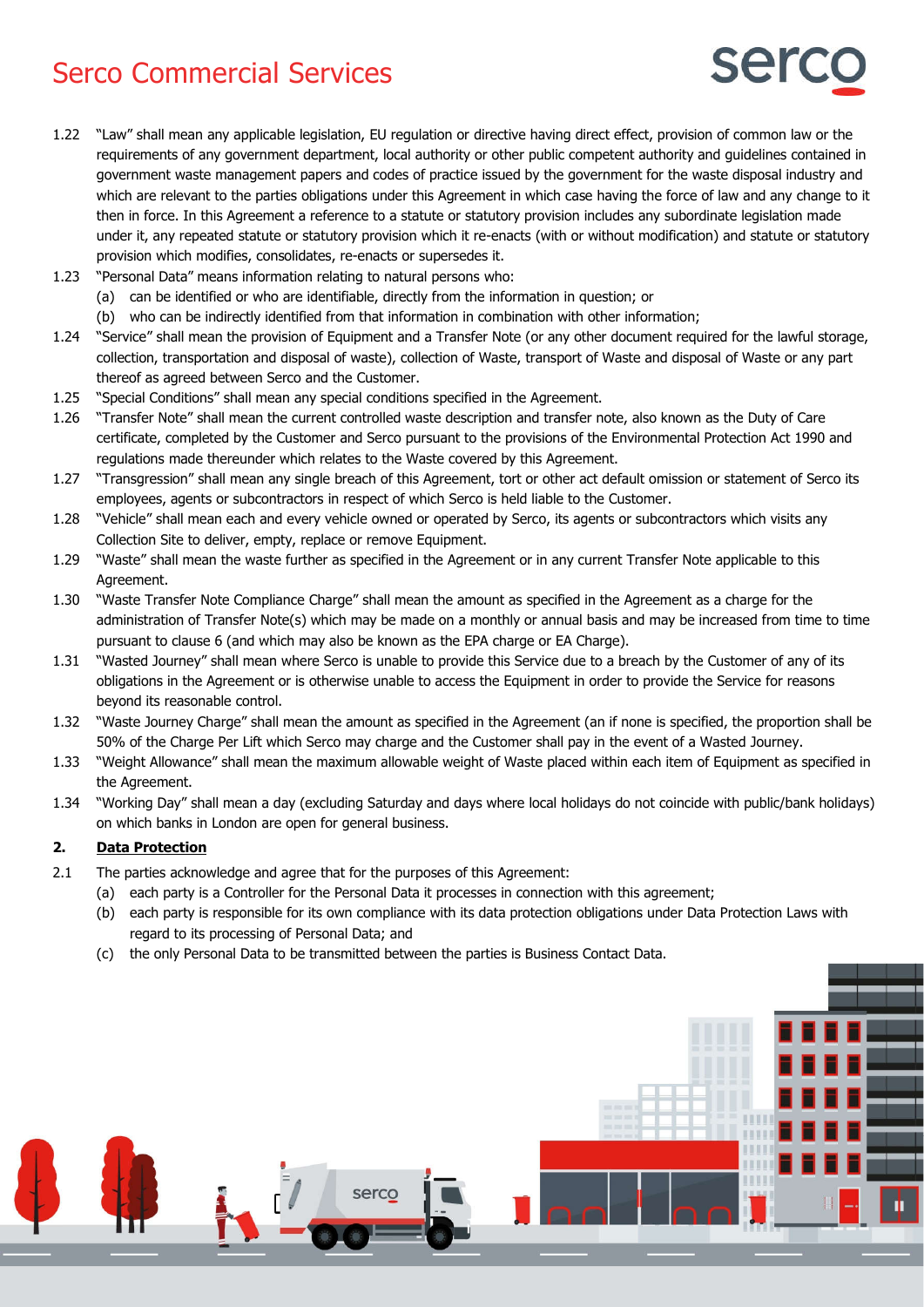1.22 "Law" shall mean any applicable legislation, EU regulation or directive having direct effect, provision of common law or the requirements of any government department, local authority or other public competent authority and guidelines contained in government waste management papers and codes of practice issued by the government for the waste disposal industry and which are relevant to the parties obligations under this Agreement in which case having the force of law and any change to it then in force. In this Agreement a reference to a statute or statutory provision includes any subordinate legislation made under it, any repeated statute or statutory provision which it re-enacts (with or without modification) and statute or statutory provision which modifies, consolidates, re-enacts or supersedes it.

1.23 "Personal Data" means information relating to natural persons who:

(a) can be identified or who are identifiable, directly from the information in question; or

(b) who can be indirectly identified from that information in combination with other information;

1.24 "Service" shall mean the provision of Equipment and a Transfer Note (or any other document required for the lawful storage, collection, transportation and disposal of waste), collection of Waste, transport of Waste and disposal of Waste or any part thereof as agreed between Serco and the Customer.

1.25 "Special Conditions" shall mean any special conditions specified in the Agreement.

1.26 "Transfer Note" shall mean the current controlled waste description and transfer note, also known as the Duty of Care certificate, completed by the Customer and Serco pursuant to the provisions of the Environmental Protection Act 1990 and regulations made thereunder which relates to the Waste covered by this Agreement.

1.27 "Transgression" shall mean any single breach of this Agreement, tort or other act default omission or statement of Serco its employees, agents or subcontractors in respect of which Serco is held liable to the Customer.

1.28 "Vehicle" shall mean each and every vehicle owned or operated by Serco, its agents or subcontractors which visits any Collection Site to deliver, empty, replace or remove Equipment.

1.29 "Waste" shall mean the waste further as specified in the Agreement or in any current Transfer Note applicable to this Agreement.

1.30 "Waste Transfer Note Compliance Charge" shall mean the amount as specified in the Agreement as a charge for the administration of Transfer Note(s) which may be made on a monthly or annual basis and may be increased from time to time pursuant to clause 6 (and which may also be known as the EPA charge or EA Charge).

1.31 "Wasted Journey" shall mean where Serco is unable to provide this Service due to a breach by the Customer of any of its obligations in the Agreement or is otherwise unable to access the Equipment in order to provide the Service for reasons beyond its reasonable control.

1.32 "Waste Journey Charge" shall mean the amount as specified in the Agreement (an if none is specified, the proportion shall be 50% of the Charge Per Lift which Serco may charge and the Customer shall pay in the event of a Wasted Journey.

1.33 "Weight Allowance" shall mean the maximum allowable weight of Waste placed within each item of Equipment as specified in the Agreement.

1.34 "Working Day" shall mean a day (excluding Saturday and days where local holidays do not coincide with public/bank holidays) on which banks in London are open for general business.

## 2. Data Protection

2.1 The parties acknowledge and agree that for the purposes of this Agreement:

(a) each party is a Controller for the Personal Data it processes in connection with this agreement;

(b) each party is responsible for its own compliance with its data protection obligations under Data Protection Laws with regard to its processing of Personal Data; and

(c) the only Personal Data to be transmitted between the parties is Business Contact Data.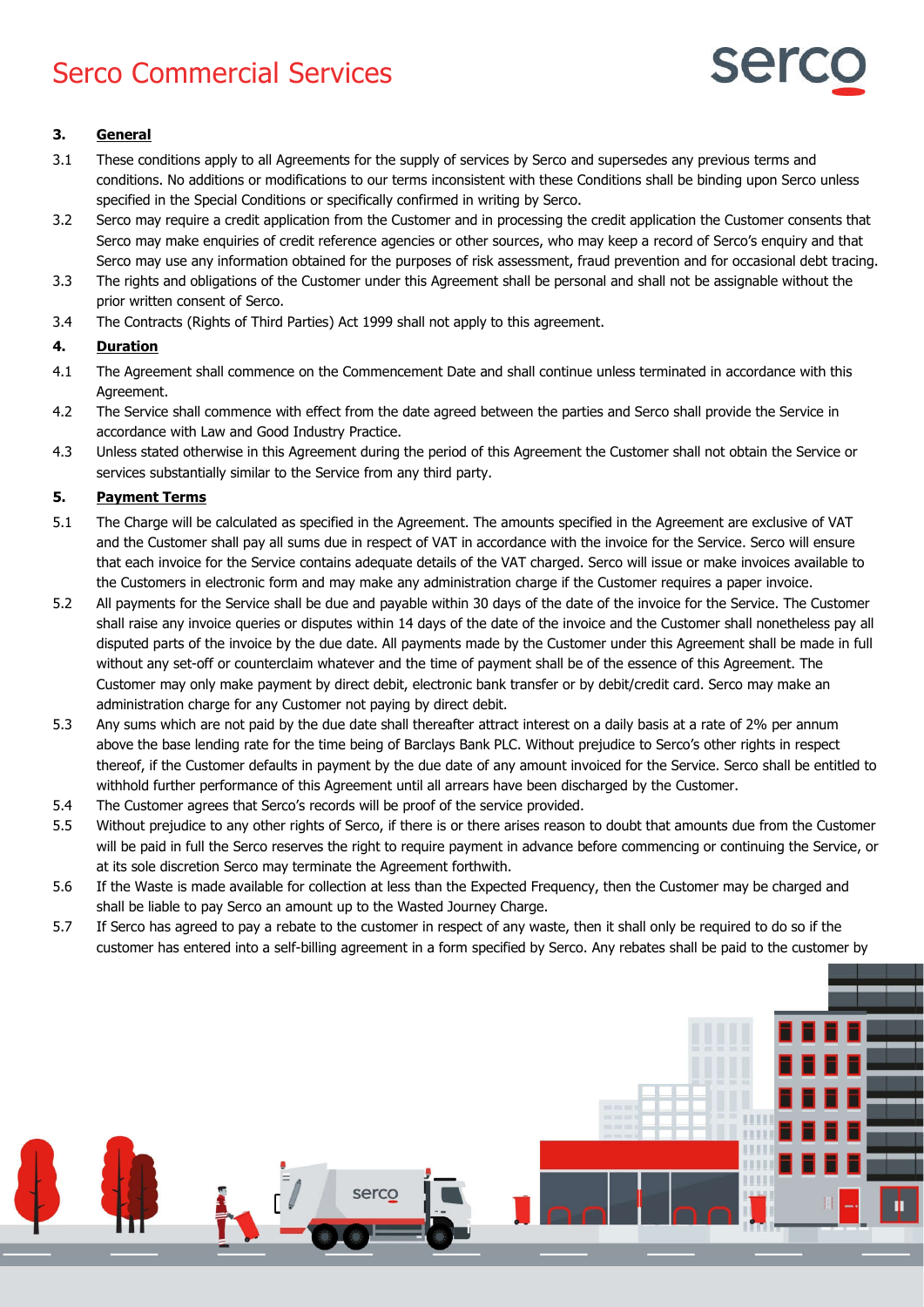### 3. General

3.1 These conditions apply to all Agreements for the supply of services by Serco and supersedes any previous terms and conditions. No additions or modifications to our terms inconsistent with these Conditions shall be binding upon Serco unless specified in the Special Conditions or specifically confirmed in writing by Serco.

3.2 Serco may require a credit application from the Customer and in processing the credit application the Customer consents that Serco may make enquiries of credit reference agencies or other sources, who may keep a record of Serco's enquiry and that Serco may use any information obtained for the purposes of risk assessment, fraud prevention and for occasional debt tracing.

3.3 The rights and obligations of the Customer under this Agreement shall be personal and shall not be assignable without the prior written consent of Serco.

3.4 The Contracts (Rights of Third Parties) Act 1999 shall not apply to this agreement.

### 4. Duration

4.1 The Agreement shall commence on the Commencement Date and shall continue unless terminated in accordance with this Agreement.

4.2 The Service shall commence with effect from the date agreed between the parties and Serco shall provide the Service in accordance with Law and Good Industry Practice.

4.3 Unless stated otherwise in this Agreement during the period of this Agreement the Customer shall not obtain the Service or services substantially similar to the Service from any third party.

### 5. Payment Terms

5.1 The Charge will be calculated as specified in the Agreement. The amounts specified in the Agreement are exclusive of VAT and the Customer shall pay all sums due in respect of VAT in accordance with the invoice for the Service. Serco will ensure that each invoice for the Service contains adequate details of the VAT charged. Serco will issue or make invoices available to the Customers in electronic form and may make any administration charge if the Customer requires a paper invoice.

5.2 All payments for the Service shall be due and payable within 30 days of the date of the invoice for the Service. The Customer shall raise any invoice queries or disputes within 14 days of the date of the invoice and the Customer shall nonetheless pay all disputed parts of the invoice by the due date. All payments made by the Customer under this Agreement shall be made in full without any set-off or counterclaim whatever and the time of payment shall be of the essence of this Agreement. The Customer may only make payment by direct debit, electronic bank transfer or by debit/credit card. Serco may make an administration charge for any Customer not paying by direct debit.

5.3 Any sums which are not paid by the due date shall thereafter attract interest on a daily basis at a rate of 2% per annum above the base lending rate for the time being of Barclays Bank PLC. Without prejudice to Serco's other rights in respect thereof, if the Customer defaults in payment by the due date of any amount invoiced for the Service. Serco shall be entitled to withhold further performance of this Agreement until all arrears have been discharged by the Customer.

5.4 The Customer agrees that Serco's records will be proof of the service provided.

5.5 Without prejudice to any other rights of Serco, if there is or there arises reason to doubt that amounts due from the Customer will be paid in full the Serco reserves the right to require payment in advance before commencing or continuing the Service, or at its sole discretion Serco may terminate the Agreement forthwith.

5.6 If the Waste is made available for collection at less than the Expected Frequency, then the Customer may be charged and shall be liable to pay Serco an amount up to the Wasted Journey Charge.

5.7 If Serco has agreed to pay a rebate to the customer in respect of any waste, then it shall only be required to do so if the customer has entered into a self-billing agreement in a form specified by Serco. Any rebates shall be paid to the customer by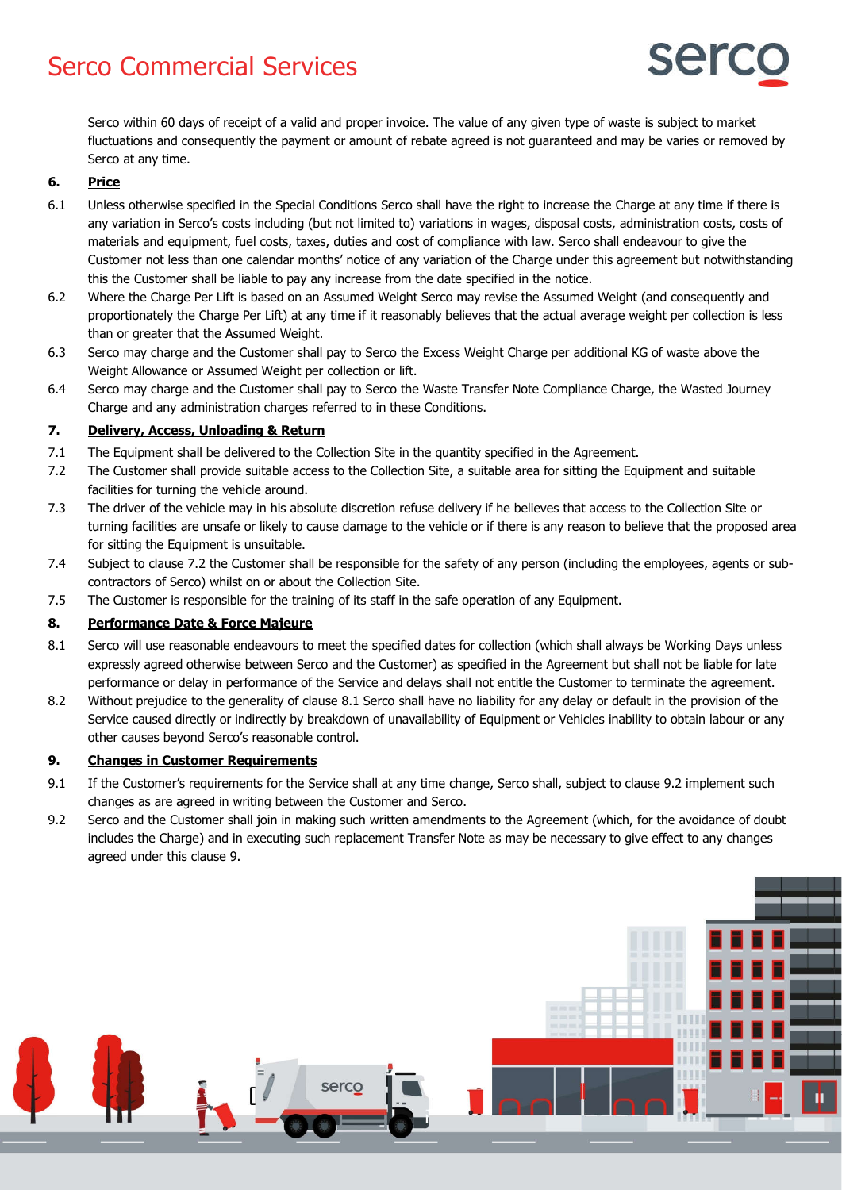Serco within 60 days of receipt of a valid and proper invoice. The value of any given type of waste is subject to market fluctuations and consequently the payment or amount of rebate agreed is not guaranteed and may be varies or removed by Serco at any time.

**6. Price**

6.1 Unless otherwise specified in the Special Conditions Serco shall have the right to increase the Charge at any time if there is any variation in Serco's costs including (but not limited to) variations in wages, disposal costs, administration costs, costs of materials and equipment, fuel costs, taxes, duties and cost of compliance with law. Serco shall endeavour to give the Customer not less than one calendar months' notice of any variation of the Charge under this agreement but notwithstanding this the Customer shall be liable to pay any increase from the date specified in the notice.

6.2 Where the Charge Per Lift is based on an Assumed Weight Serco may revise the Assumed Weight (and consequently and proportionately the Charge Per Lift) at any time if it reasonably believes that the actual average weight per collection is less than or greater that the Assumed Weight.

6.3 Serco may charge and the Customer shall pay to Serco the Excess Weight Charge per additional KG of waste above the Weight Allowance or Assumed Weight per collection or lift.

6.4 Serco may charge and the Customer shall pay to Serco the Waste Transfer Note Compliance Charge, the Wasted Journey Charge and any administration charges referred to in these Conditions.

**7. Delivery, Access, Unloading & Return**

7.1 The Equipment shall be delivered to the Collection Site in the quantity specified in the Agreement.

7.2 The Customer shall provide suitable access to the Collection Site, a suitable area for sitting the Equipment and suitable facilities for turning the vehicle around.

7.3 The driver of the vehicle may in his absolute discretion refuse delivery if he believes that access to the Collection Site or turning facilities are unsafe or likely to cause damage to the vehicle or if there is any reason to believe that the proposed area for sitting the Equipment is unsuitable.

7.4 Subject to clause 7.2 the Customer shall be responsible for the safety of any person (including the employees, agents or sub-contractors of Serco) whilst on or about the Collection Site.

7.5 The Customer is responsible for the training of its staff in the safe operation of any Equipment.

**8. Performance Date & Force Majeure**

8.1 Serco will use reasonable endeavours to meet the specified dates for collection (which shall always be Working Days unless expressly agreed otherwise between Serco and the Customer) as specified in the Agreement but shall not be liable for late performance or delay in performance of the Service and delays shall not entitle the Customer to terminate the agreement.

8.2 Without prejudice to the generality of clause 8.1 Serco shall have no liability for any delay or default in the provision of the Service caused directly or indirectly by breakdown of unavailability of Equipment or Vehicles inability to obtain labour or any other causes beyond Serco's reasonable control.

**9. Changes in Customer Requirements**

9.1 If the Customer's requirements for the Service shall at any time change, Serco shall, subject to clause 9.2 implement such changes as are agreed in writing between the Customer and Serco.

9.2 Serco and the Customer shall join in making such written amendments to the Agreement (which, for the avoidance of doubt includes the Charge) and in executing such replacement Transfer Note as may be necessary to give effect to any changes agreed under this clause 9.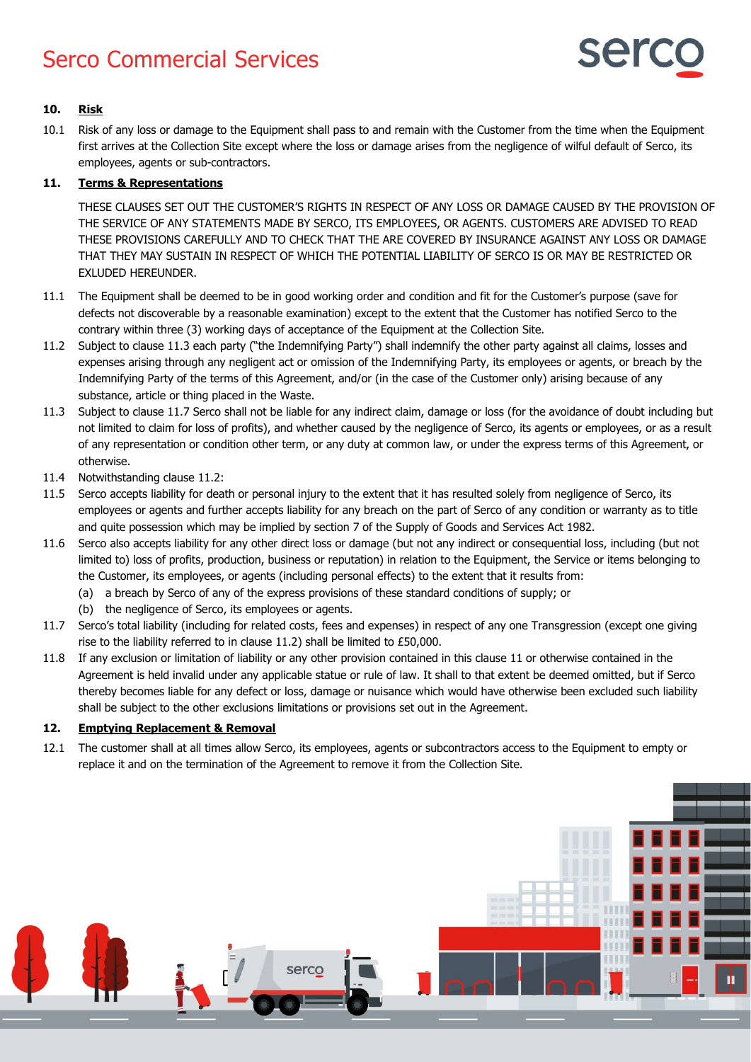## 10. Risk

10.1 Risk of any loss or damage to the Equipment shall pass to and remain with the Customer from the time when the Equipment first arrives at the Collection Site except where the loss or damage arises from the negligence of wilful default of Serco, its employees, agents or sub-contractors.

## 11. Terms & Representations

THESE CLAUSES SET OUT THE CUSTOMER'S RIGHTS IN RESPECT OF ANY LOSS OR DAMAGE CAUSED BY THE PROVISION OF THE SERVICE OF ANY STATEMENTS MADE BY SERCO, ITS EMPLOYEES, OR AGENTS. CUSTOMERS ARE ADVISED TO READ THESE PROVISIONS CAREFULLY AND TO CHECK THAT THE ARE COVERED BY INSURANCE AGAINST ANY LOSS OR DAMAGE THAT THEY MAY SUSTAIN IN RESPECT OF WHICH THE POTENTIAL LIABILITY OF SERCO IS OR MAY BE RESTRICTED OR EXLUDED HEREUNDER.

11.1 The Equipment shall be deemed to be in good working order and condition and fit for the Customer's purpose (save for defects not discoverable by a reasonable examination) except to the extent that the Customer has notified Serco to the contrary within three (3) working days of acceptance of the Equipment at the Collection Site.

11.2 Subject to clause 11.3 each party ("the Indemnifying Party") shall indemnify the other party against all claims, losses and expenses arising through any negligent act or omission of the Indemnifying Party, its employees or agents, or breach by the Indemnifying Party of the terms of this Agreement, and/or (in the case of the Customer only) arising because of any substance, article or thing placed in the Waste.

11.3 Subject to clause 11.7 Serco shall not be liable for any indirect claim, damage or loss (for the avoidance of doubt including but not limited to claim for loss of profits), and whether caused by the negligence of Serco, its agents or employees, or as a result of any representation or condition other term, or any duty at common law, or under the express terms of this Agreement, or otherwise.

11.4 Notwithstanding clause 11.2:

11.5 Serco accepts liability for death or personal injury to the extent that it has resulted solely from negligence of Serco, its employees or agents and further accepts liability for any breach on the part of Serco of any condition or warranty as to title and quite possession which may be implied by section 7 of the Supply of Goods and Services Act 1982.

11.6 Serco also accepts liability for any other direct loss or damage (but not any indirect or consequential loss, including (but not limited to) loss of profits, production, business or reputation) in relation to the Equipment, the Service or items belonging to the Customer, its employees, or agents (including personal effects) to the extent that it results from:

(a) a breach by Serco of any of the express provisions of these standard conditions of supply; or

(b) the negligence of Serco, its employees or agents.

11.7 Serco's total liability (including for related costs, fees and expenses) in respect of any one Transgression (except one giving rise to the liability referred to in clause 11.2) shall be limited to £50,000.

11.8 If any exclusion or limitation of liability or any other provision contained in this clause 11 or otherwise contained in the Agreement is held invalid under any applicable statue or rule of law. It shall to that extent be deemed omitted, but if Serco thereby becomes liable for any defect or loss, damage or nuisance which would have otherwise been excluded such liability shall be subject to the other exclusions limitations or provisions set out in the Agreement.

## 12. Emptying Replacement & Removal

12.1 The customer shall at all times allow Serco, its employees, agents or subcontractors access to the Equipment to empty or replace it and on the termination of the Agreement to remove it from the Collection Site.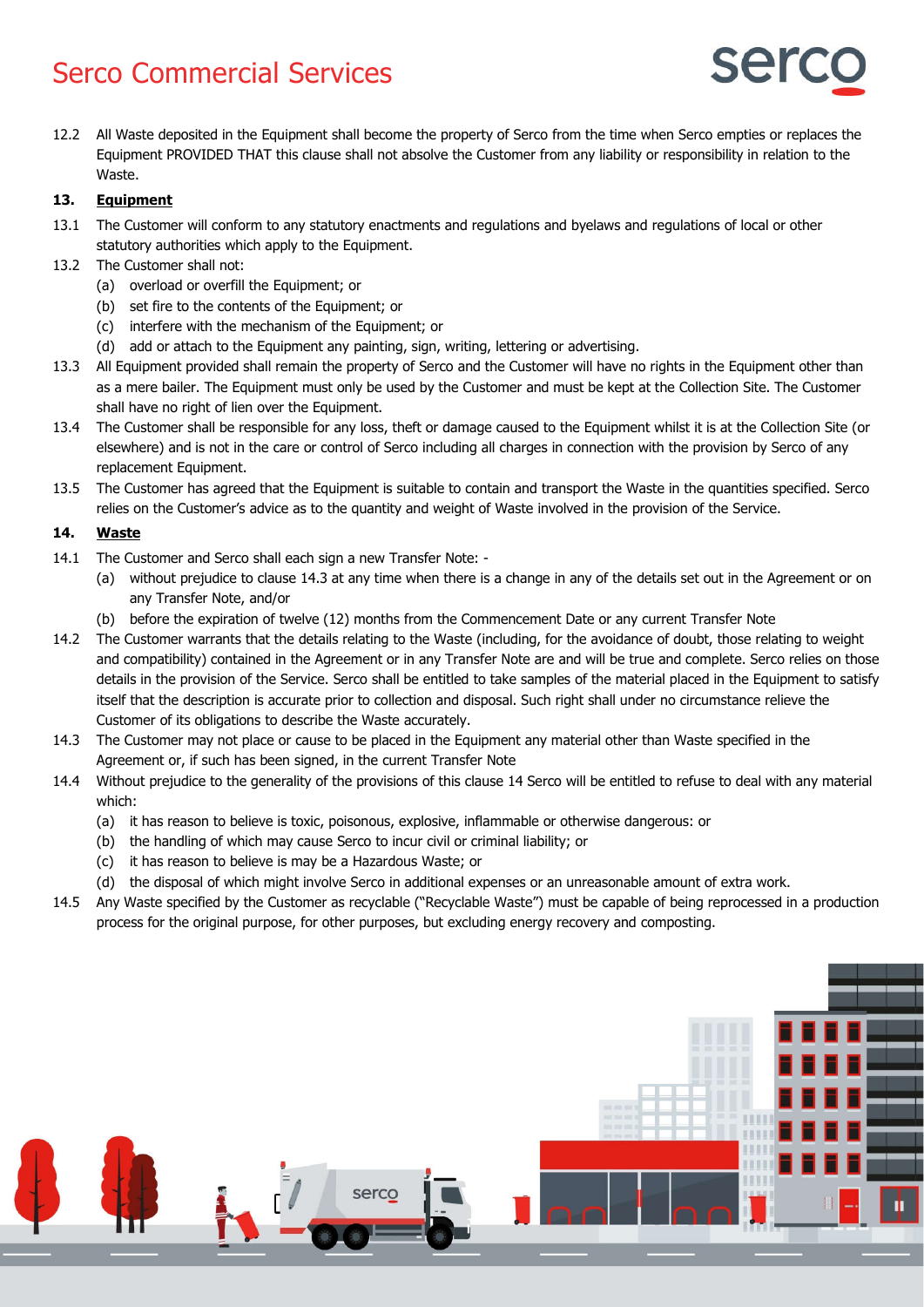12.2 All Waste deposited in the Equipment shall become the property of Serco from the time when Serco empties or replaces the Equipment PROVIDED THAT this clause shall not absolve the Customer from any liability or responsibility in relation to the Waste.

**13. Equipment**

13.1 The Customer will conform to any statutory enactments and regulations and byelaws and regulations of local or other statutory authorities which apply to the Equipment.

13.2 The Customer shall not:

(a) overload or overfill the Equipment; or

(b) set fire to the contents of the Equipment; or

(c) interfere with the mechanism of the Equipment; or

(d) add or attach to the Equipment any painting, sign, writing, lettering or advertising.

13.3 All Equipment provided shall remain the property of Serco and the Customer will have no rights in the Equipment other than as a mere bailer. The Equipment must only be used by the Customer and must be kept at the Collection Site. The Customer shall have no right of lien over the Equipment.

13.4 The Customer shall be responsible for any loss, theft or damage caused to the Equipment whilst it is at the Collection Site (or elsewhere) and is not in the care or control of Serco including all charges in connection with the provision by Serco of any replacement Equipment.

13.5 The Customer has agreed that the Equipment is suitable to contain and transport the Waste in the quantities specified. Serco relies on the Customer's advice as to the quantity and weight of Waste involved in the provision of the Service.

**14. Waste**

14.1 The Customer and Serco shall each sign a new Transfer Note: -

(a) without prejudice to clause 14.3 at any time when there is a change in any of the details set out in the Agreement or on any Transfer Note, and/or

(b) before the expiration of twelve (12) months from the Commencement Date or any current Transfer Note

14.2 The Customer warrants that the details relating to the Waste (including, for the avoidance of doubt, those relating to weight and compatibility) contained in the Agreement or in any Transfer Note are and will be true and complete. Serco relies on those details in the provision of the Service. Serco shall be entitled to take samples of the material placed in the Equipment to satisfy itself that the description is accurate prior to collection and disposal. Such right shall under no circumstance relieve the Customer of its obligations to describe the Waste accurately.

14.3 The Customer may not place or cause to be placed in the Equipment any material other than Waste specified in the Agreement or, if such has been signed, in the current Transfer Note

14.4 Without prejudice to the generality of the provisions of this clause 14 Serco will be entitled to refuse to deal with any material which:

(a) it has reason to believe is toxic, poisonous, explosive, inflammable or otherwise dangerous: or

(b) the handling of which may cause Serco to incur civil or criminal liability; or

(c) it has reason to believe is may be a Hazardous Waste; or

(d) the disposal of which might involve Serco in additional expenses or an unreasonable amount of extra work.

14.5 Any Waste specified by the Customer as recyclable ("Recyclable Waste") must be capable of being reprocessed in a production process for the original purpose, for other purposes, but excluding energy recovery and composting.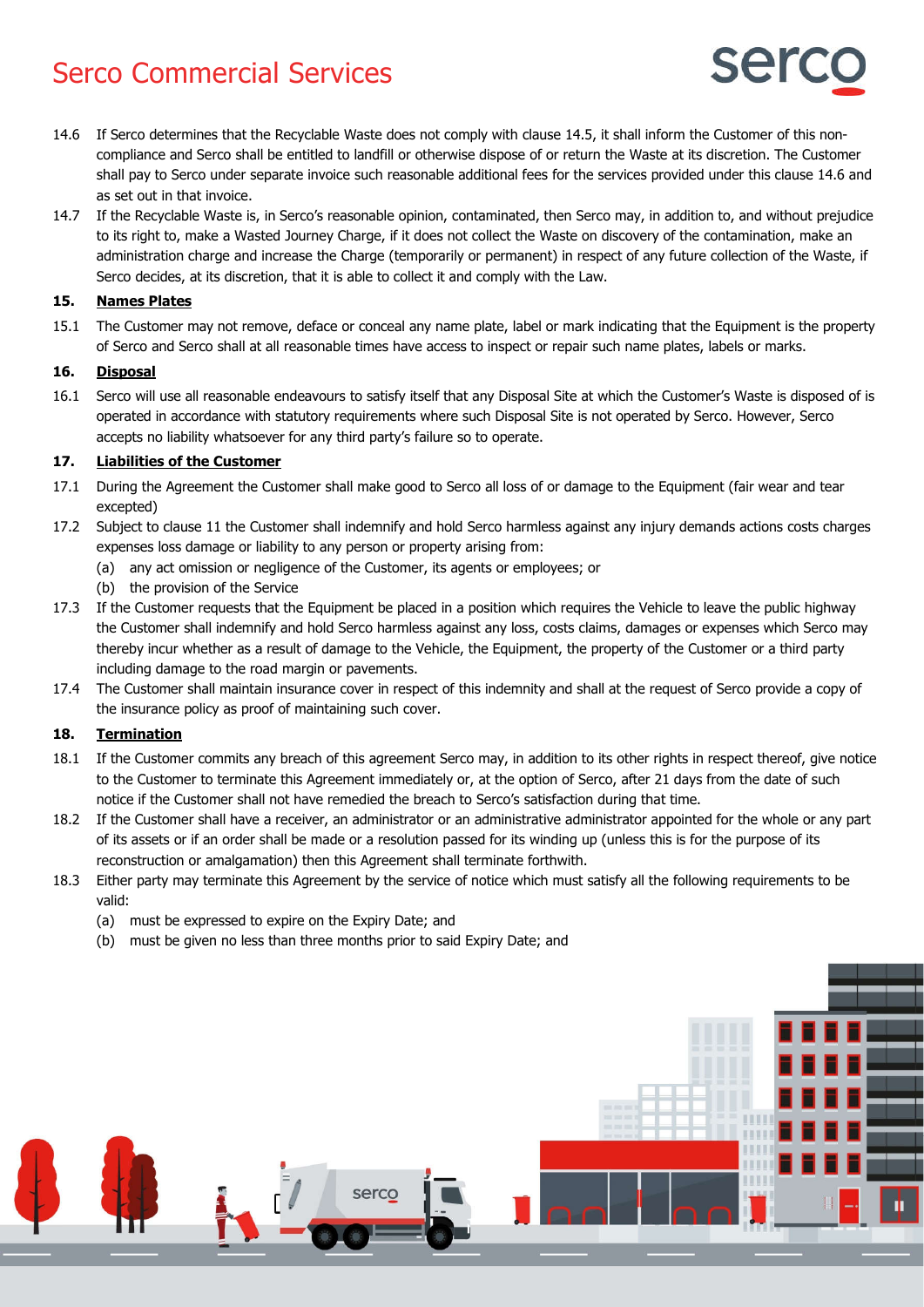14.6 If Serco determines that the Recyclable Waste does not comply with clause 14.5, it shall inform the Customer of this non-compliance and Serco shall be entitled to landfill or otherwise dispose of or return the Waste at its discretion. The Customer shall pay to Serco under separate invoice such reasonable additional fees for the services provided under this clause 14.6 and as set out in that invoice.

14.7 If the Recyclable Waste is, in Serco's reasonable opinion, contaminated, then Serco may, in addition to, and without prejudice to its right to, make a Wasted Journey Charge, if it does not collect the Waste on discovery of the contamination, make an administration charge and increase the Charge (temporarily or permanent) in respect of any future collection of the Waste, if Serco decides, at its discretion, that it is able to collect it and comply with the Law.

**15. Names Plates**

15.1 The Customer may not remove, deface or conceal any name plate, label or mark indicating that the Equipment is the property of Serco and Serco shall at all reasonable times have access to inspect or repair such name plates, labels or marks.

**16. Disposal**

16.1 Serco will use all reasonable endeavours to satisfy itself that any Disposal Site at which the Customer's Waste is disposed of is operated in accordance with statutory requirements where such Disposal Site is not operated by Serco. However, Serco accepts no liability whatsoever for any third party's failure so to operate.

**17. Liabilities of the Customer**

17.1 During the Agreement the Customer shall make good to Serco all loss of or damage to the Equipment (fair wear and tear excepted)

17.2 Subject to clause 11 the Customer shall indemnify and hold Serco harmless against any injury demands actions costs charges expenses loss damage or liability to any person or property arising from:

(a) any act omission or negligence of the Customer, its agents or employees; or

(b) the provision of the Service

17.3 If the Customer requests that the Equipment be placed in a position which requires the Vehicle to leave the public highway the Customer shall indemnify and hold Serco harmless against any loss, costs claims, damages or expenses which Serco may thereby incur whether as a result of damage to the Vehicle, the Equipment, the property of the Customer or a third party including damage to the road margin or pavements.

17.4 The Customer shall maintain insurance cover in respect of this indemnity and shall at the request of Serco provide a copy of the insurance policy as proof of maintaining such cover.

**18. Termination**

18.1 If the Customer commits any breach of this agreement Serco may, in addition to its other rights in respect thereof, give notice to the Customer to terminate this Agreement immediately or, at the option of Serco, after 21 days from the date of such notice if the Customer shall not have remedied the breach to Serco's satisfaction during that time.

18.2 If the Customer shall have a receiver, an administrator or an administrative administrator appointed for the whole or any part of its assets or if an order shall be made or a resolution passed for its winding up (unless this is for the purpose of its reconstruction or amalgamation) then this Agreement shall terminate forthwith.

18.3 Either party may terminate this Agreement by the service of notice which must satisfy all the following requirements to be valid:

(a) must be expressed to expire on the Expiry Date; and

(b) must be given no less than three months prior to said Expiry Date; and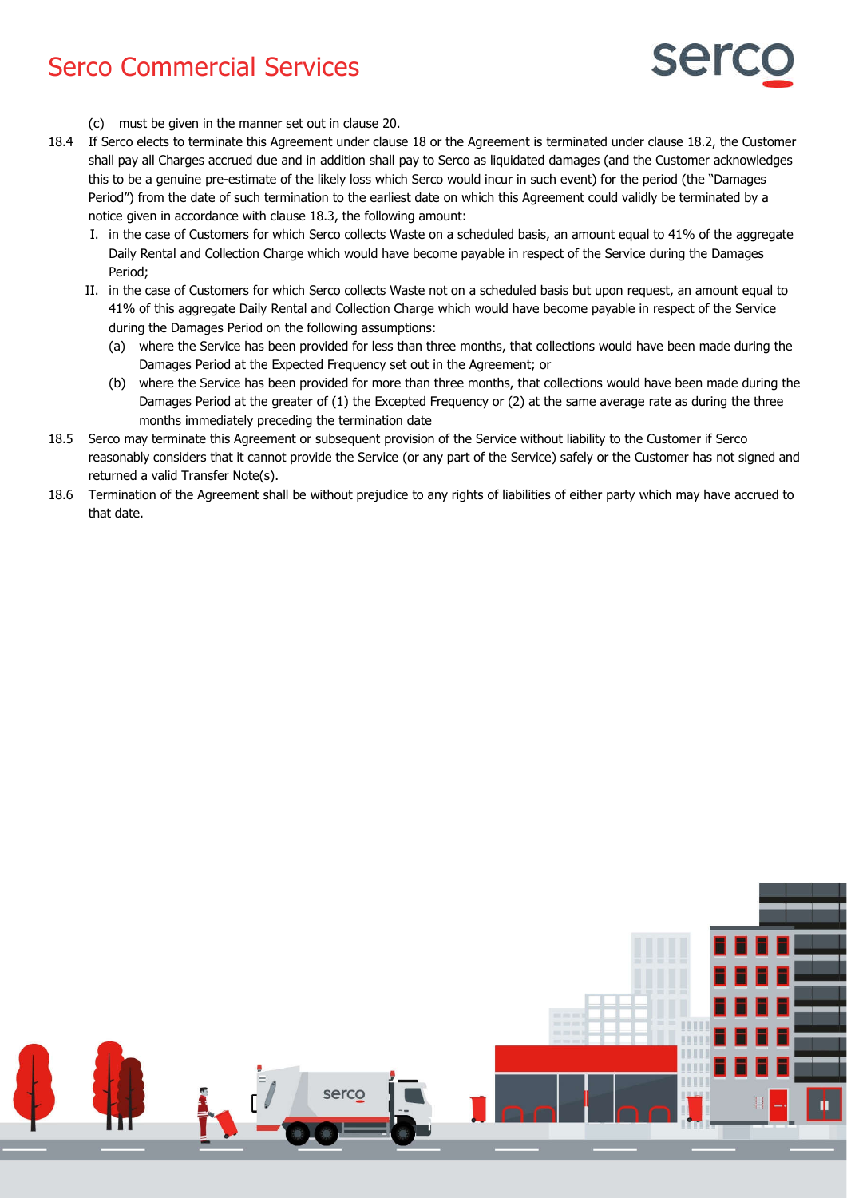(c) must be given in the manner set out in clause 20.

18.4 If Serco elects to terminate this Agreement under clause 18 or the Agreement is terminated under clause 18.2, the Customer shall pay all Charges accrued due and in addition shall pay to Serco as liquidated damages (and the Customer acknowledges this to be a genuine pre-estimate of the likely loss which Serco would incur in such event) for the period (the "Damages Period") from the date of such termination to the earliest date on which this Agreement could validly be terminated by a notice given in accordance with clause 18.3, the following amount:

I. in the case of Customers for which Serco collects Waste on a scheduled basis, an amount equal to 41% of the aggregate Daily Rental and Collection Charge which would have become payable in respect of the Service during the Damages Period;

II. in the case of Customers for which Serco collects Waste not on a scheduled basis but upon request, an amount equal to 41% of this aggregate Daily Rental and Collection Charge which would have become payable in respect of the Service during the Damages Period on the following assumptions:

(a) where the Service has been provided for less than three months, that collections would have been made during the Damages Period at the Expected Frequency set out in the Agreement; or

(b) where the Service has been provided for more than three months, that collections would have been made during the Damages Period at the greater of (1) the Excepted Frequency or (2) at the same average rate as during the three months immediately preceding the termination date

18.5 Serco may terminate this Agreement or subsequent provision of the Service without liability to the Customer if Serco reasonably considers that it cannot provide the Service (or any part of the Service) safely or the Customer has not signed and returned a valid Transfer Note(s).

18.6 Termination of the Agreement shall be without prejudice to any rights of liabilities of either party which may have accrued to that date.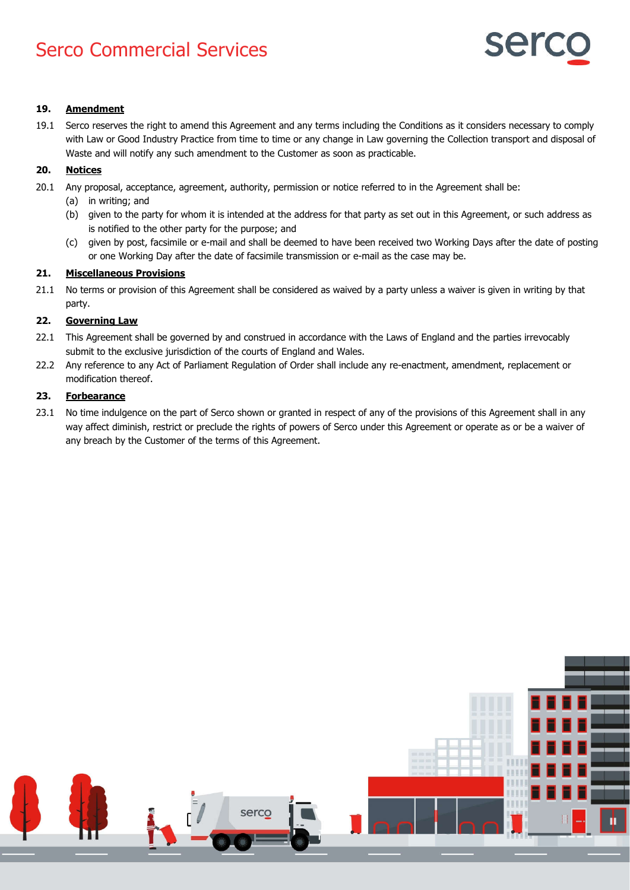**19. Amendment**

19.1 Serco reserves the right to amend this Agreement and any terms including the Conditions as it considers necessary to comply with Law or Good Industry Practice from time to time or any change in Law governing the Collection transport and disposal of Waste and will notify any such amendment to the Customer as soon as practicable.

**20. Notices**

20.1 Any proposal, acceptance, agreement, authority, permission or notice referred to in the Agreement shall be:

(a) in writing; and

(b) given to the party for whom it is intended at the address for that party as set out in this Agreement, or such address as is notified to the other party for the purpose; and

(c) given by post, facsimile or e-mail and shall be deemed to have been received two Working Days after the date of posting or one Working Day after the date of facsimile transmission or e-mail as the case may be.

**21. Miscellaneous Provisions**

21.1 No terms or provision of this Agreement shall be considered as waived by a party unless a waiver is given in writing by that party.

**22. Governing Law**

22.1 This Agreement shall be governed by and construed in accordance with the Laws of England and the parties irrevocably submit to the exclusive jurisdiction of the courts of England and Wales.

22.2 Any reference to any Act of Parliament Regulation of Order shall include any re-enactment, amendment, replacement or modification thereof.

**23. Forbearance**

23.1 No time indulgence on the part of Serco shown or granted in respect of any of the provisions of this Agreement shall in any way affect diminish, restrict or preclude the rights of powers of Serco under this Agreement or operate as or be a waiver of any breach by the Customer of the terms of this Agreement.